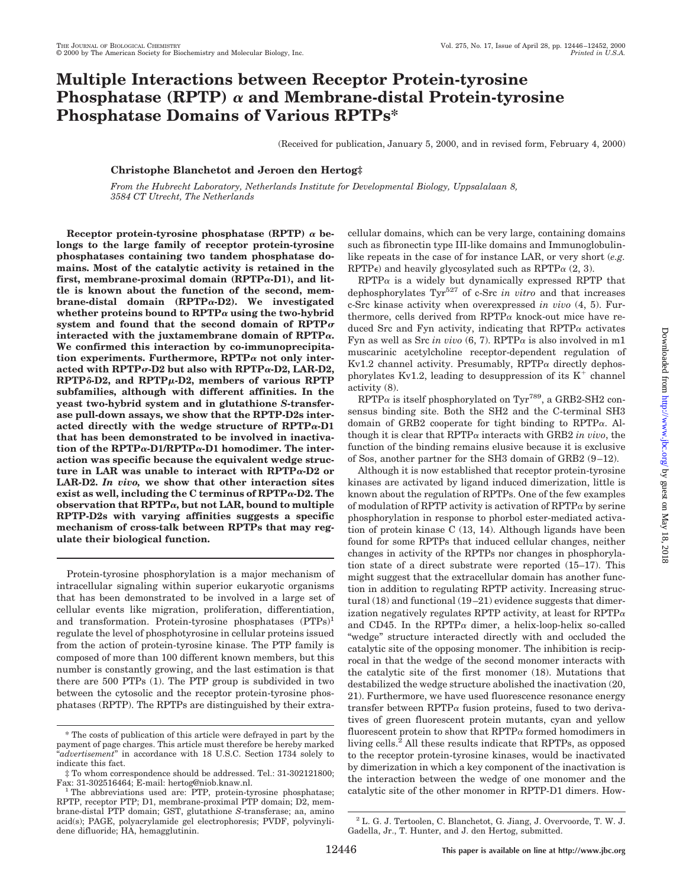# Multiple Interactions between Receptor Protein-tyrosine Phosphatase (RPTP) α and Membrane-distal Protein-tyrosine Phosphatase Domains of Various RPTPs*

(Received for publication, January 5, 2000, and in revised form, February 4, 2000)

**Christophe Blanchetot and Jeroen den Hertog‡**

*From the Hubrecht Laboratory, Netherlands Institute for Developmental Biology, Uppsalalaan 8, 3584 CT Utrecht, The Netherlands*

**Receptor protein-tyrosine phosphatase (RPTP) α belongs to the large family of receptor protein-tyrosine phosphatases containing two tandem phosphatase domains. Most of the catalytic activity is retained in the first, membrane-proximal domain (RPTPα-D1), and little is known about the function of the second, membrane-distal domain (RPTPα-D2). We investigated whether proteins bound to RPTPα using the two-hybrid system and found that the second domain of RPTPσ interacted with the juxtamembrane domain of RPTPα. We confirmed this interaction by co-immunoprecipitation experiments. Furthermore, RPTPα not only interacted with RPTPσ-D2 but also with RPTPα-D2, LAR-D2, RPTPδ-D2, and RPTPμ-D2, members of various RPTP subfamilies, although with different affinities. In the yeast two-hybrid system and in glutathione *S*-transferase pull-down assays, we show that the RPTP-D2s interacted directly with the wedge structure of RPTPα-D1 that has been demonstrated to be involved in inactivation of the RPTPα-D1/RPTPα-D1 homodimer. The interaction was specific because the equivalent wedge structure in LAR was unable to interact with RPTPα-D2 or LAR-D2. *In vivo*, we show that other interaction sites exist as well, including the C terminus of RPTPα-D2. The observation that RPTPα, but not LAR, bound to multiple RPTP-D2s with varying affinities suggests a specific mechanism of cross-talk between RPTPs that may regulate their biological function.**

Protein-tyrosine phosphorylation is a major mechanism of intracellular signaling within superior eukaryotic organisms that has been demonstrated to be involved in a large set of cellular events like migration, proliferation, differentiation, and transformation. Protein-tyrosine phosphatases (PTPs)[1] regulate the level of phosphotyrosine in cellular proteins issued from the action of protein-tyrosine kinase. The PTP family is composed of more than 100 different known members, but this number is constantly growing, and the last estimation is that there are 500 PTPs (1). The PTP group is subdivided in two between the cytosolic and the receptor protein-tyrosine phosphatases (RPTP). The RPTPs are distinguished by their extracellular domains, which can be very large, containing domains such as fibronectin type III-like domains and Immunoglobulin-like repeats in the case of for instance LAR, or very short (*e.g.* RPTPε) and heavily glycosylated such as RPTPα (2, 3).

RPTPα is a widely but dynamically expressed RPTP that dephosphorylates $Tyr^{527}$ of c-Src *in vitro* and that increases c-Src kinase activity when overexpressed *in vivo* (4, 5). Furthermore, cells derived from RPTPα knock-out mice have reduced Src and Fyn activity, indicating that RPTPα activates Fyn as well as Src *in vivo* (6, 7). RPTPα is also involved in m1 muscarinic acetylcholine receptor-dependent regulation of Kv1.2 channel activity. Presumably, RPTPα directly dephosphorylates Kv1.2, leading to desuppression of its $K^+$ channel activity (8).

RPTPα is itself phosphorylated on $Tyr^{789}$, a GRB2-SH2 consensus binding site. Both the SH2 and the C-terminal SH3 domain of GRB2 cooperate for tight binding to RPTPα. Although it is clear that RPTPα interacts with GRB2 *in vivo*, the function of the binding remains elusive because it is exclusive of Sos, another partner for the SH3 domain of GRB2 (9–12).

Although it is now established that receptor protein-tyrosine kinases are activated by ligand induced dimerization, little is known about the regulation of RPTPs. One of the few examples of modulation of RPTP activity is activation of RPTPα by serine phosphorylation in response to phorbol ester-mediated activation of protein kinase C (13, 14). Although ligands have been found for some RPTPs that induced cellular changes, neither changes in activity of the RPTPs nor changes in phosphorylation state of a direct substrate were reported (15–17). This might suggest that the extracellular domain has another function in addition to regulating RPTP activity. Increasing structural (18) and functional (19–21) evidence suggests that dimerization negatively regulates RPTP activity, at least for RPTPα and CD45. In the RPTPα dimer, a helix-loop-helix so-called "wedge" structure interacted directly with and occluded the catalytic site of the opposing monomer. The inhibition is reciprocal in that the wedge of the second monomer interacts with the catalytic site of the first monomer (18). Mutations that destabilized the wedge structure abolished the inactivation (20, 21). Furthermore, we have used fluorescence resonance energy transfer between RPTPα fusion proteins, fused to two derivatives of green fluorescent protein mutants, cyan and yellow fluorescent protein to show that RPTPα formed homodimers in living cells.[2] All these results indicate that RPTPs, as opposed to the receptor protein-tyrosine kinases, would be inactivated by dimerization in which a key component of the inactivation is the interaction between the wedge of one monomer and the catalytic site of the other monomer in RPTP-D1 dimers. How-

---

\* The costs of publication of this article were defrayed in part by the payment of page charges. This article must therefore be hereby marked "*advertisement*" in accordance with 18 U.S.C. Section 1734 solely to indicate this fact.

‡ To whom correspondence should be addressed. Tel.: 31-302121800; Fax: 31-302516464; E-mail: hertog@niob.knaw.nl.

[1] The abbreviations used are: PTP, protein-tyrosine phosphatase; RPTP, receptor PTP; D1, membrane-proximal PTP domain; D2, membrane-distal PTP domain; GST, glutathione *S*-transferase; aa, amino acid(s); PAGE, polyacrylamide gel electrophoresis; PVDF, polyvinylidene difluoride; HA, hemagglutinin.

[2] L. G. J. Tertoolen, C. Blanchetot, G. Jiang, J. Overvoorde, T. W. J. Gadella, Jr., T. Hunter, and J. den Hertog, submitted.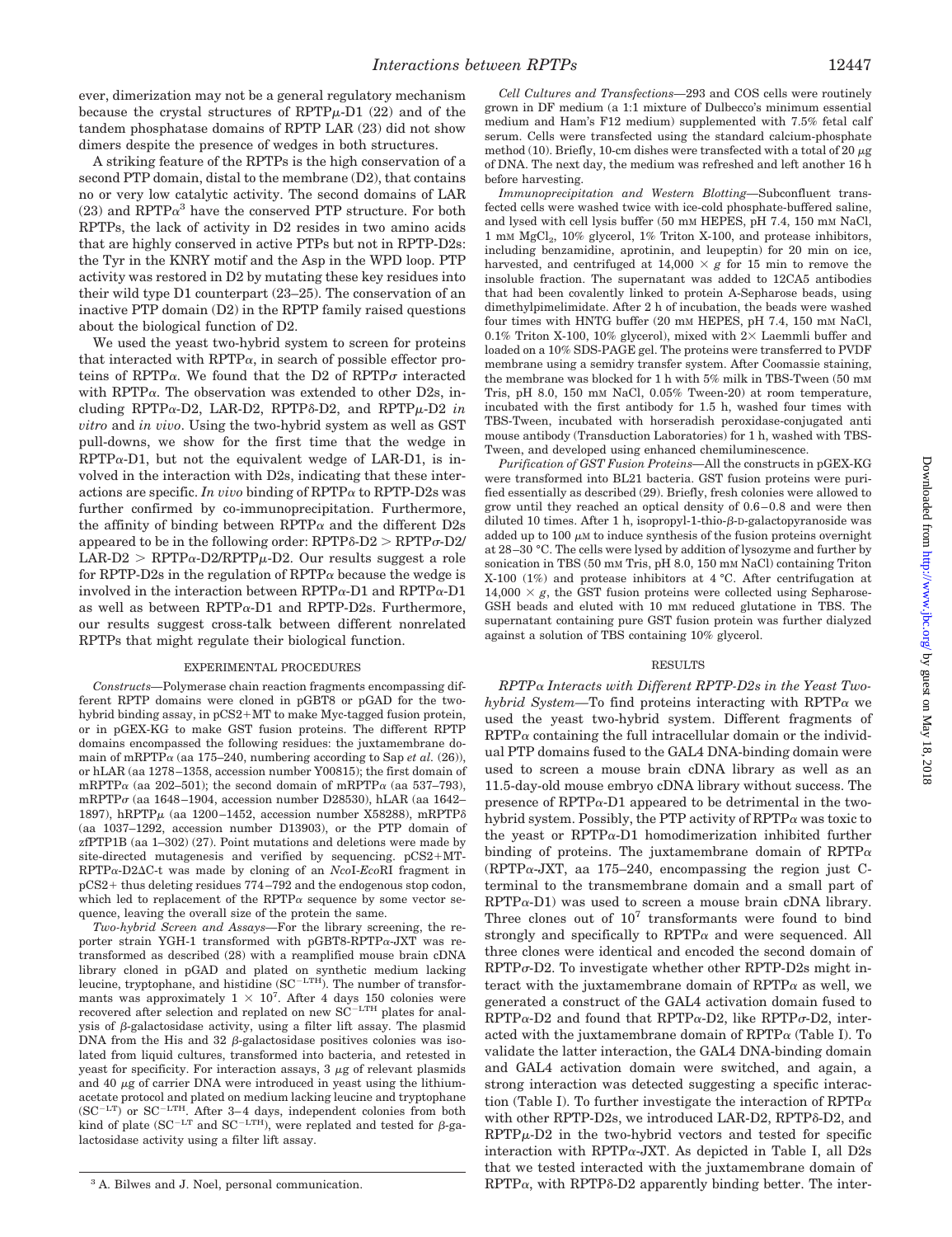ever, dimerization may not be a general regulatory mechanism because the crystal structures of RPTPμ-D1 (22) and of the tandem phosphatase domains of RPTP LAR (23) did not show dimers despite the presence of wedges in both structures.

A striking feature of the RPTPs is the high conservation of a second PTP domain, distal to the membrane (D2), that contains no or very low catalytic activity. The second domains of LAR (23) and RPTPα[3] have the conserved PTP structure. For both RPTPs, the lack of activity in D2 resides in two amino acids that are highly conserved in active PTPs but not in RPTP-D2s: the Tyr in the KNRY motif and the Asp in the WPD loop. PTP activity was restored in D2 by mutating these key residues into their wild type D1 counterpart (23–25). The conservation of an inactive PTP domain (D2) in the RPTP family raised questions about the biological function of D2.

We used the yeast two-hybrid system to screen for proteins that interacted with RPTPα, in search of possible effector proteins of RPTPα. We found that the D2 of RPTPσ interacted with RPTPα. The observation was extended to other D2s, including RPTPα-D2, LAR-D2, RPTPδ-D2, and RPTPμ-D2 *in vitro* and *in vivo*. Using the two-hybrid system as well as GST pull-downs, we show for the first time that the wedge in RPTPα-D1, but not the equivalent wedge of LAR-D1, is involved in the interaction with D2s, indicating that these interactions are specific. *In vivo* binding of RPTPα to RPTP-D2s was further confirmed by co-immunoprecipitation. Furthermore, the affinity of binding between RPTPα and the different D2s appeared to be in the following order: RPTPδ-D2 > RPTPσ-D2/LAR-D2 > RPTPα-D2/RPTPμ-D2. Our results suggest a role for RPTP-D2s in the regulation of RPTPα because the wedge is involved in the interaction between RPTPα-D1 and RPTPα-D1 as well as between RPTPα-D1 and RPTP-D2s. Furthermore, our results suggest cross-talk between different nonrelated RPTPs that might regulate their biological function.

## EXPERIMENTAL PROCEDURES

*Constructs*—Polymerase chain reaction fragments encompassing different RPTP domains were cloned in pGBT8 or pGAD for the two-hybrid binding assay, in pCS2+MT to make Myc-tagged fusion protein, or in pGEX-KG to make GST fusion proteins. The different RPTP domains encompassed the following residues: the juxtamembrane domain of mRPTPα (aa 175–240, numbering according to Sap *et al.* (26)), or hLAR (aa 1278–1358, accession number Y00815); the first domain of mRPTPα (aa 202–501); the second domain of mRPTPα (aa 537–793), mRPTPσ (aa 1648–1904, accession number D28530), hLAR (aa 1642–1897), hRPTPμ (aa 1200–1452, accession number X58288), mRPTPδ (aa 1037–1292, accession number D13903), or the PTP domain of zfPTP1B (aa 1–302) (27). Point mutations and deletions were made by site-directed mutagenesis and verified by sequencing. pCS2+MT-RPTPα-D2ΔC-t was made by cloning of an *Nco*I-*Eco*RI fragment in pCS2+ thus deleting residues 774–792 and the endogenous stop codon, which led to replacement of the RPTPα sequence by some vector sequence, leaving the overall size of the protein the same.

*Two-hybrid Screen and Assays*—For the library screening, the reporter strain YGH-1 transformed with pGBT8-RPTPα-JXT was retransformed as described (28) with a reamplified mouse brain cDNA library cloned in pGAD and plated on synthetic medium lacking leucine, tryptophane, and histidine ($SC^{-LTH}$). The number of transformants was approximately $1 \times 10^7$. After 4 days 150 colonies were recovered after selection and replated on new $SC^{-LTH}$ plates for analysis of β-galactosidase activity, using a filter lift assay. The plasmid DNA from the His and 32 β-galactosidase positives colonies was isolated from liquid cultures, transformed into bacteria, and retested in yeast for specificity. For interaction assays, 3 μg of relevant plasmids and 40 μg of carrier DNA were introduced in yeast using the lithium-acetate protocol and plated on medium lacking leucine and tryptophane ($SC^{-LT}$) or $SC^{-LTH}$. After 3–4 days, independent colonies from both kind of plate ($SC^{-LT}$ and $SC^{-LTH}$), were replated and tested for β-galactosidase activity using a filter lift assay.

*Cell Cultures and Transfections*—293 and COS cells were routinely grown in DF medium (a 1:1 mixture of Dulbecco's minimum essential medium and Ham's F12 medium) supplemented with 7.5% fetal calf serum. Cells were transfected using the standard calcium-phosphate method (10). Briefly, 10-cm dishes were transfected with a total of 20 μg of DNA. The next day, the medium was refreshed and left another 16 h before harvesting.

*Immunoprecipitation and Western Blotting*—Subconfluent transfected cells were washed twice with ice-cold phosphate-buffered saline, and lysed with cell lysis buffer (50 mM HEPES, pH 7.4, 150 mM NaCl, 1 mM $MgCl_2$, 10% glycerol, 1% Triton X-100, and protease inhibitors, including benzamidine, aprotinin, and leupeptin) for 20 min on ice, harvested, and centrifuged at $14{,}000 \times g$ for 15 min to remove the insoluble fraction. The supernatant was added to 12CA5 antibodies that had been covalently linked to protein A-Sepharose beads, using dimethylpimelimidate. After 2 h of incubation, the beads were washed four times with HNTG buffer (20 mM HEPES, pH 7.4, 150 mM NaCl, 0.1% Triton X-100, 10% glycerol), mixed with 2× Laemmli buffer and loaded on a 10% SDS-PAGE gel. The proteins were transferred to PVDF membrane using a semidry transfer system. After Coomassie staining, the membrane was blocked for 1 h with 5% milk in TBS-Tween (50 mM Tris, pH 8.0, 150 mM NaCl, 0.05% Tween-20) at room temperature, incubated with the first antibody for 1.5 h, washed four times with TBS-Tween, incubated with horseradish peroxidase-conjugated anti mouse antibody (Transduction Laboratories) for 1 h, washed with TBS-Tween, and developed using enhanced chemiluminescence.

*Purification of GST Fusion Proteins*—All the constructs in pGEX-KG were transformed into BL21 bacteria. GST fusion proteins were purified essentially as described (29). Briefly, fresh colonies were allowed to grow until they reached an optical density of 0.6–0.8 and were then diluted 10 times. After 1 h, isopropyl-1-thio-β-D-galactopyranoside was added up to 100 μM to induce synthesis of the fusion proteins overnight at 28–30 °C. The cells were lysed by addition of lysozyme and further by sonication in TBS (50 mM Tris, pH 8.0, 150 mM NaCl) containing Triton X-100 (1%) and protease inhibitors at 4 °C. After centrifugation at $14{,}000 \times g$, the GST fusion proteins were collected using Sepharose-GSH beads and eluted with 10 mM reduced glutatione in TBS. The supernatant containing pure GST fusion protein was further dialyzed against a solution of TBS containing 10% glycerol.

## RESULTS

*RPTPα Interacts with Different RPTP-D2s in the Yeast Two-hybrid System*—To find proteins interacting with RPTPα we used the yeast two-hybrid system. Different fragments of RPTPα containing the full intracellular domain or the individual PTP domains fused to the GAL4 DNA-binding domain were used to screen a mouse brain cDNA library as well as an 11.5-day-old mouse embryo cDNA library without success. The presence of RPTPα-D1 appeared to be detrimental in the two-hybrid system. Possibly, the PTP activity of RPTPα was toxic to the yeast or RPTPα-D1 homodimerization inhibited further binding of proteins. The juxtamembrane domain of RPTPα (RPTPα-JXT, aa 175–240, encompassing the region just C-terminal to the transmembrane domain and a small part of RPTPα-D1) was used to screen a mouse brain cDNA library. Three clones out of $10^7$ transformants were found to bind strongly and specifically to RPTPα and were sequenced. All three clones were identical and encoded the second domain of RPTPσ-D2. To investigate whether other RPTP-D2s might interact with the juxtamembrane domain of RPTPα as well, we generated a construct of the GAL4 activation domain fused to RPTPα-D2 and found that RPTPα-D2, like RPTPσ-D2, interacted with the juxtamembrane domain of RPTPα (Table I). To validate the latter interaction, the GAL4 DNA-binding domain and GAL4 activation domain were switched, and again, a strong interaction was detected suggesting a specific interaction (Table I). To further investigate the interaction of RPTPα with other RPTP-D2s, we introduced LAR-D2, RPTPδ-D2, and RPTPμ-D2 in the two-hybrid vectors and tested for specific interaction with RPTPα-JXT. As depicted in Table I, all D2s that we tested interacted with the juxtamembrane domain of RPTPα, with RPTPδ-D2 apparently binding better. The inter-

[3] A. Bilwes and J. Noel, personal communication.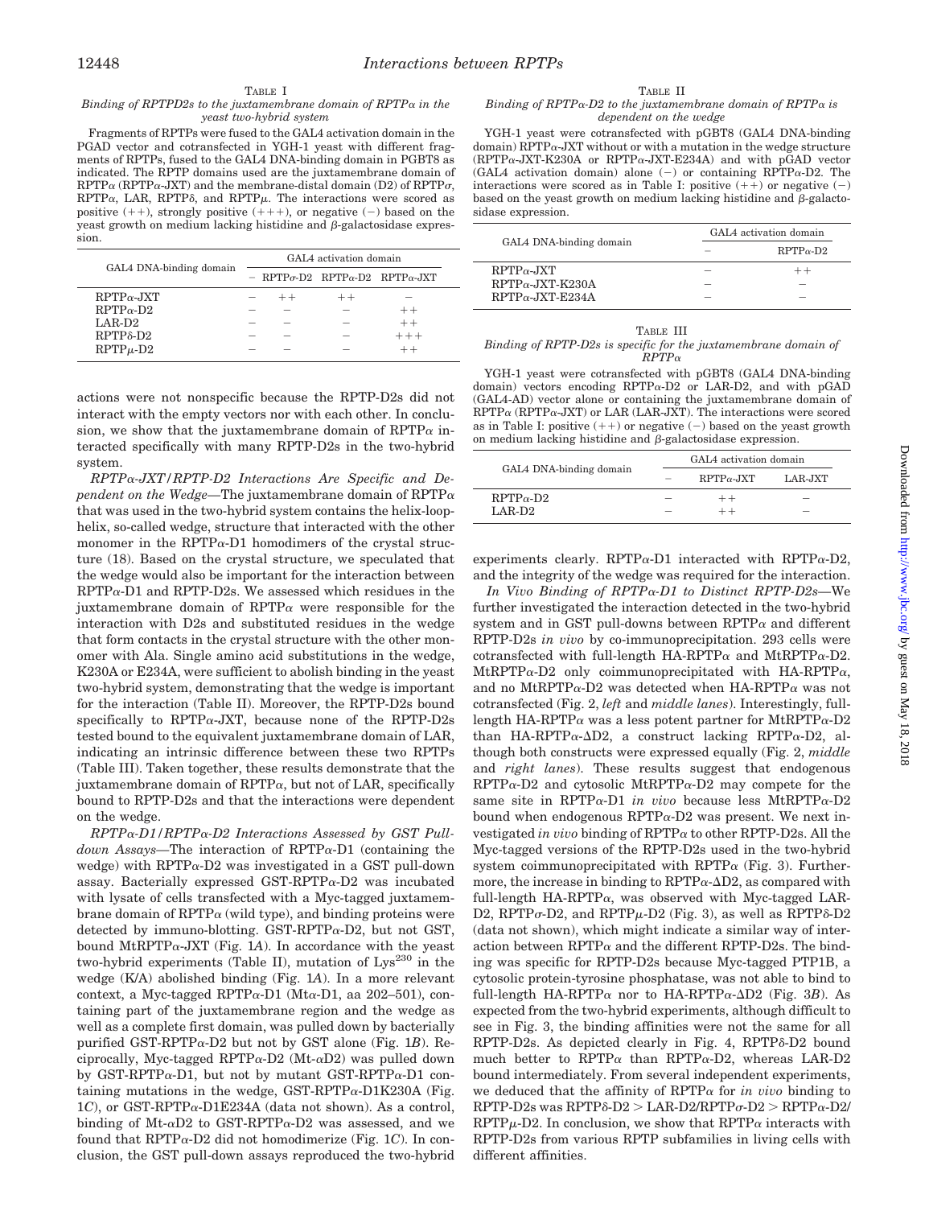TABLE I

*Binding of RPTPD2s to the juxtamembrane domain of RPTPα in the yeast two-hybrid system*

Fragments of RPTPs were fused to the GAL4 activation domain in the PGAD vector and cotransfected in YGH-1 yeast with different fragments of RPTPs, fused to the GAL4 DNA-binding domain in PGBT8 as indicated. The RPTP domains used are the juxtamembrane domain of RPTPα (RPTPα-JXT) and the membrane-distal domain (D2) of RPTPσ, RPTPα, LAR, RPTPδ, and RPTPμ. The interactions were scored as positive (++), strongly positive (+++), or negative (−) based on the yeast growth on medium lacking histidine and β-galactosidase expression.

| GAL4 DNA-binding domain | GAL4 activation domain | | | |
|---|---|---|---|---|
| | − | RPTPσ-D2 | RPTPα-D2 | RPTPα-JXT |
| RPTPα-JXT | − | ++ | ++ | − |
| RPTPα-D2 | − | − | − | ++ |
| LAR-D2 | − | − | − | ++ |
| RPTPδ-D2 | − | − | − | +++ |
| RPTPμ-D2 | − | − | − | ++ |

actions were not nonspecific because the RPTP-D2s did not interact with the empty vectors nor with each other. In conclusion, we show that the juxtamembrane domain of RPTPα interacted specifically with many RPTP-D2s in the two-hybrid system.

*RPTPα-JXT/RPTP-D2 Interactions Are Specific and Dependent on the Wedge*—The juxtamembrane domain of RPTPα that was used in the two-hybrid system contains the helix-loop-helix, so-called wedge, structure that interacted with the other monomer in the RPTPα-D1 homodimers of the crystal structure (18). Based on the crystal structure, we speculated that the wedge would also be important for the interaction between RPTPα-D1 and RPTP-D2s. We assessed which residues in the juxtamembrane domain of RPTPα were responsible for the interaction with D2s and substituted residues in the wedge that form contacts in the crystal structure with the other monomer with Ala. Single amino acid substitutions in the wedge, K230A or E234A, were sufficient to abolish binding in the yeast two-hybrid system, demonstrating that the wedge is important for the interaction (Table II). Moreover, the RPTP-D2s bound specifically to RPTPα-JXT, because none of the RPTP-D2s tested bound to the equivalent juxtamembrane domain of LAR, indicating an intrinsic difference between these two RPTPs (Table III). Taken together, these results demonstrate that the juxtamembrane domain of RPTPα, but not of LAR, specifically bound to RPTP-D2s and that the interactions were dependent on the wedge.

*RPTPα-D1/RPTPα-D2 Interactions Assessed by GST Pull-down Assays*—The interaction of RPTPα-D1 (containing the wedge) with RPTPα-D2 was investigated in a GST pull-down assay. Bacterially expressed GST-RPTPα-D2 was incubated with lysate of cells transfected with a Myc-tagged juxtamembrane domain of RPTPα (wild type), and binding proteins were detected by immuno-blotting. GST-RPTPα-D2, but not GST, bound MtRPTPα-JXT (Fig. 1*A*). In accordance with the yeast two-hybrid experiments (Table II), mutation of Lys[230] in the wedge (K/A) abolished binding (Fig. 1*A*). In a more relevant context, a Myc-tagged RPTPα-D1 (Mtα-D1, aa 202–501), containing part of the juxtamembrane region and the wedge as well as a complete first domain, was pulled down by bacterially purified GST-RPTPα-D2 but not by GST alone (Fig. 1*B*). Reciprocally, Myc-tagged RPTPα-D2 (Mt-αD2) was pulled down by GST-RPTPα-D1, but not by mutant GST-RPTPα-D1 containing mutations in the wedge, GST-RPTPα-D1K230A (Fig. 1*C*), or GST-RPTPα-D1E234A (data not shown). As a control, binding of Mt-αD2 to GST-RPTPα-D2 was assessed, and we found that RPTPα-D2 did not homodimerize (Fig. 1*C*). In conclusion, the GST pull-down assays reproduced the two-hybrid experiments clearly. RPTPα-D1 interacted with RPTPα-D2, and the integrity of the wedge was required for the interaction.

TABLE II

*Binding of RPTPα-D2 to the juxtamembrane domain of RPTPα is dependent on the wedge*

YGH-1 yeast were cotransfected with pGBT8 (GAL4 DNA-binding domain) RPTPα-JXT without or with a mutation in the wedge structure (RPTPα-JXT-K230A or RPTPα-JXT-E234A) and with pGAD vector (GAL4 activation domain) alone (−) or containing RPTPα-D2. The interactions were scored as in Table I: positive (++) or negative (−) based on the yeast growth on medium lacking histidine and β-galactosidase expression.

| GAL4 DNA-binding domain | GAL4 activation domain | |
|---|---|---|
| | − | RPTPα-D2 |
| RPTPα-JXT | − | ++ |
| RPTPα-JXT-K230A | − | − |
| RPTPα-JXT-E234A | − | − |

TABLE III

*Binding of RPTP-D2s is specific for the juxtamembrane domain of RPTPα*

YGH-1 yeast were cotransfected with pGBT8 (GAL4 DNA-binding domain) vectors encoding RPTPα-D2 or LAR-D2, and with pGAD (GAL4-AD) vector alone or containing the juxtamembrane domain of RPTPα (RPTPα-JXT) or LAR (LAR-JXT). The interactions were scored as in Table I: positive (++) or negative (−) based on the yeast growth on medium lacking histidine and β-galactosidase expression.

| GAL4 DNA-binding domain | GAL4 activation domain | | |
|---|---|---|---|
| | − | RPTPα-JXT | LAR-JXT |
| RPTPα-D2 | − | ++ | − |
| LAR-D2 | − | ++ | − |

*In Vivo Binding of RPTPα-D1 to Distinct RPTP-D2s*—We further investigated the interaction detected in the two-hybrid system and in GST pull-downs between RPTPα and different RPTP-D2s *in vivo* by co-immunoprecipitation. 293 cells were cotransfected with full-length HA-RPTPα and MtRPTPα-D2. MtRPTPα-D2 only coimmunoprecipitated with HA-RPTPα, and no MtRPTPα-D2 was detected when HA-RPTPα was not cotransfected (Fig. 2, *left* and *middle lanes*). Interestingly, full-length HA-RPTPα was a less potent partner for MtRPTPα-D2 than HA-RPTPα-ΔD2, a construct lacking RPTPα-D2, although both constructs were expressed equally (Fig. 2, *middle* and *right lanes*). These results suggest that endogenous RPTPα-D2 and cytosolic MtRPTPα-D2 may compete for the same site in RPTPα-D1 *in vivo* because less MtRPTPα-D2 bound when endogenous RPTPα-D2 was present. We next investigated *in vivo* binding of RPTPα to other RPTP-D2s. All the Myc-tagged versions of the RPTP-D2s used in the two-hybrid system coimmunoprecipitated with RPTPα (Fig. 3). Furthermore, the increase in binding to RPTPα-ΔD2, as compared with full-length HA-RPTPα, was observed with Myc-tagged LAR-D2, RPTPσ-D2, and RPTPμ-D2 (Fig. 3), as well as RPTPδ-D2 (data not shown), which might indicate a similar way of interaction between RPTPα and the different RPTP-D2s. The binding was specific for RPTP-D2s because Myc-tagged PTP1B, a cytosolic protein-tyrosine phosphatase, was not able to bind to full-length HA-RPTPα nor to HA-RPTPα-ΔD2 (Fig. 3*B*). As expected from the two-hybrid experiments, although difficult to see in Fig. 3, the binding affinities were not the same for all RPTP-D2s. As depicted clearly in Fig. 4, RPTPδ-D2 bound much better to RPTPα than RPTPα-D2, whereas LAR-D2 bound intermediately. From several independent experiments, we deduced that the affinity of RPTPα for *in vivo* binding to RPTP-D2s was RPTPδ-D2 > LAR-D2/RPTPσ-D2 > RPTPα-D2/RPTPμ-D2. In conclusion, we show that RPTPα interacts with RPTP-D2s from various RPTP subfamilies in living cells with different affinities.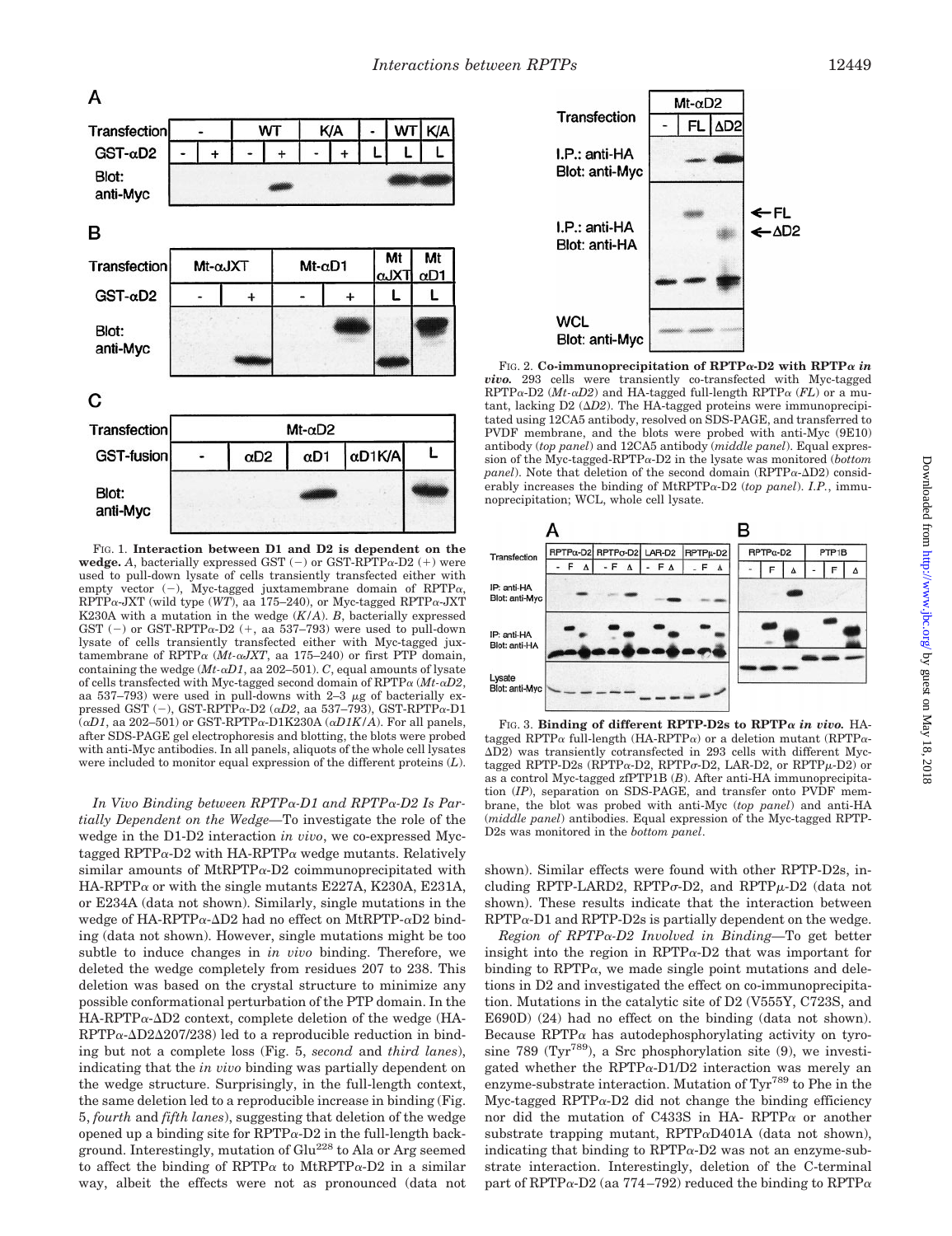Fig. 1. **Interaction between D1 and D2 is dependent on the wedge.** *A*, bacterially expressed GST (−) or GST-RPTPα-D2 (+) were used to pull-down lysate of cells transiently transfected with either empty vector (−), Myc-tagged juxtamembrane domain of RPTPα, RPTPα-JXT (wild type (*WT*), aa 175–240), or Myc-tagged RPTPα-JXT K230A with a mutation in the wedge (*K/A*). *B*, bacterially expressed GST (−) or GST-RPTPα-D2 (+, aa 537–793) were used to pull-down lysate of cells transiently transfected either with Myc-tagged juxtamembrane of RPTPα (*Mt-αJXT*, aa 175–240) or first PTP domain, containing the wedge (*Mt-αD1*, aa 202–501). *C*, equal amounts of lysate of cells transfected with Myc-tagged second domain of RPTPα (*Mt-αD2*, aa 537–793) were used in pull-downs with 2–3 μg of bacterially expressed GST (−), GST-RPTPα-D2 (*αD2*, aa 537–793), GST-RPTPα-D1 (*αD1*, aa 202–501) or GST-RPTPα-D1K230A (*αD1K/A*). For all panels, after SDS-PAGE gel electrophoresis and blotting, the blots were probed with anti-Myc antibodies. In all panels, aliquots of the whole cell lysates were included to monitor equal expression of the different proteins (*L*).

*In Vivo Binding between RPTPα-D1 and RPTPα-D2 Is Partially Dependent on the Wedge*—To investigate the role of the wedge in the D1-D2 interaction *in vivo*, we co-expressed Myc-tagged RPTPα-D2 with HA-RPTPα wedge mutants. Relatively similar amounts of MtRPTPα-D2 coimmunoprecipitated with HA-RPTPα or with the single mutants E227A, K230A, E231A, or E234A (data not shown). Similarly, single mutations in the wedge of HA-RPTPα-ΔD2 had no effect on MtRPTP-αD2 binding (data not shown). However, single mutations might be too subtle to induce changes in *in vivo* binding. Therefore, we deleted the wedge completely from residues 207 to 238. This deletion was based on the crystal structure to minimize any possible conformational perturbation of the PTP domain. In the HA-RPTPα-ΔD2 context, complete deletion of the wedge (HA-RPTPα-ΔD2Δ207/238) led to a reproducible reduction in binding but not a complete loss (Fig. 5, *second* and *third lanes*), indicating that the *in vivo* binding was partially dependent on the wedge structure. Surprisingly, in the full-length context, the same deletion led to a reproducible increase in binding (Fig. 5, *fourth* and *fifth lanes*), suggesting that deletion of the wedge opened up a binding site for RPTPα-D2 in the full-length background. Interestingly, mutation of Glu[228] to Ala or Arg seemed to affect the binding of RPTPα to MtRPTPα-D2 in a similar way, albeit the effects were not as pronounced (data not shown). Similar effects were found with other RPTP-D2s, including RPTP-LARD2, RPTPσ-D2, and RPTPμ-D2 (data not shown). These results indicate that the interaction between RPTPα-D1 and RPTP-D2s is partially dependent on the wedge.

Fig. 2. **Co-immunoprecipitation of RPTPα-D2 with RPTPα *in vivo*.** 293 cells were transiently co-transfected with Myc-tagged RPTPα-D2 (*Mt-αD2*) and HA-tagged full-length RPTPα (*FL*) or a mutant, lacking D2 (*ΔD2*). The HA-tagged proteins were immunoprecipitated using 12CA5 antibody, resolved on SDS-PAGE, and transferred to PVDF membrane, and the blots were probed with anti-Myc (9E10) antibody (*top panel*) and 12CA5 antibody (*middle panel*). Equal expression of the Myc-tagged-RPTPα-D2 in the lysate was monitored (*bottom panel*). Note that deletion of the second domain (RPTPα-ΔD2) considerably increases the binding of MtRPTPα-D2 (*top panel*). *I.P.*, immunoprecipitation; WCL, whole cell lysate.

Fig. 3. **Binding of different RPTP-D2s to RPTPα *in vivo*.** HA-tagged RPTPα full-length (HA-RPTPα) or a deletion mutant (RPTPα-ΔD2) was transiently cotransfected in 293 cells with different Myc-tagged RPTP-D2s (RPTPα-D2, RPTPσ-D2, LAR-D2, or RPTPμ-D2) or as a control Myc-tagged zfPTP1B (*B*). After anti-HA immunoprecipitation (*IP*), separation on SDS-PAGE, and transfer onto PVDF membrane, the blot was probed with anti-Myc (*top panel*) and anti-HA (*middle panel*) antibodies. Equal expression of the Myc-tagged RPTP-D2s was monitored in the *bottom panel*.

*Region of RPTPα-D2 Involved in Binding*—To get better insight into the region in RPTPα-D2 that was important for binding to RPTPα, we made single point mutations and deletions in D2 and investigated the effect on co-immunoprecipitation. Mutations in the catalytic site of D2 (V555Y, C723S, and E690D) (24) had no effect on the binding (data not shown). Because RPTPα has autodephosphorylating activity on tyrosine 789 (Tyr[789]), a Src phosphorylation site (9), we investigated whether the RPTPα-D1/D2 interaction was merely an enzyme-substrate interaction. Mutation of Tyr[789] to Phe in the Myc-tagged RPTPα-D2 did not change the binding efficiency nor did the mutation of C433S in HA- RPTPα or another substrate trapping mutant, RPTPαD401A (data not shown), indicating that binding to RPTPα-D2 was not an enzyme-substrate interaction. Interestingly, deletion of the C-terminal part of RPTPα-D2 (aa 774–792) reduced the binding to RPTPα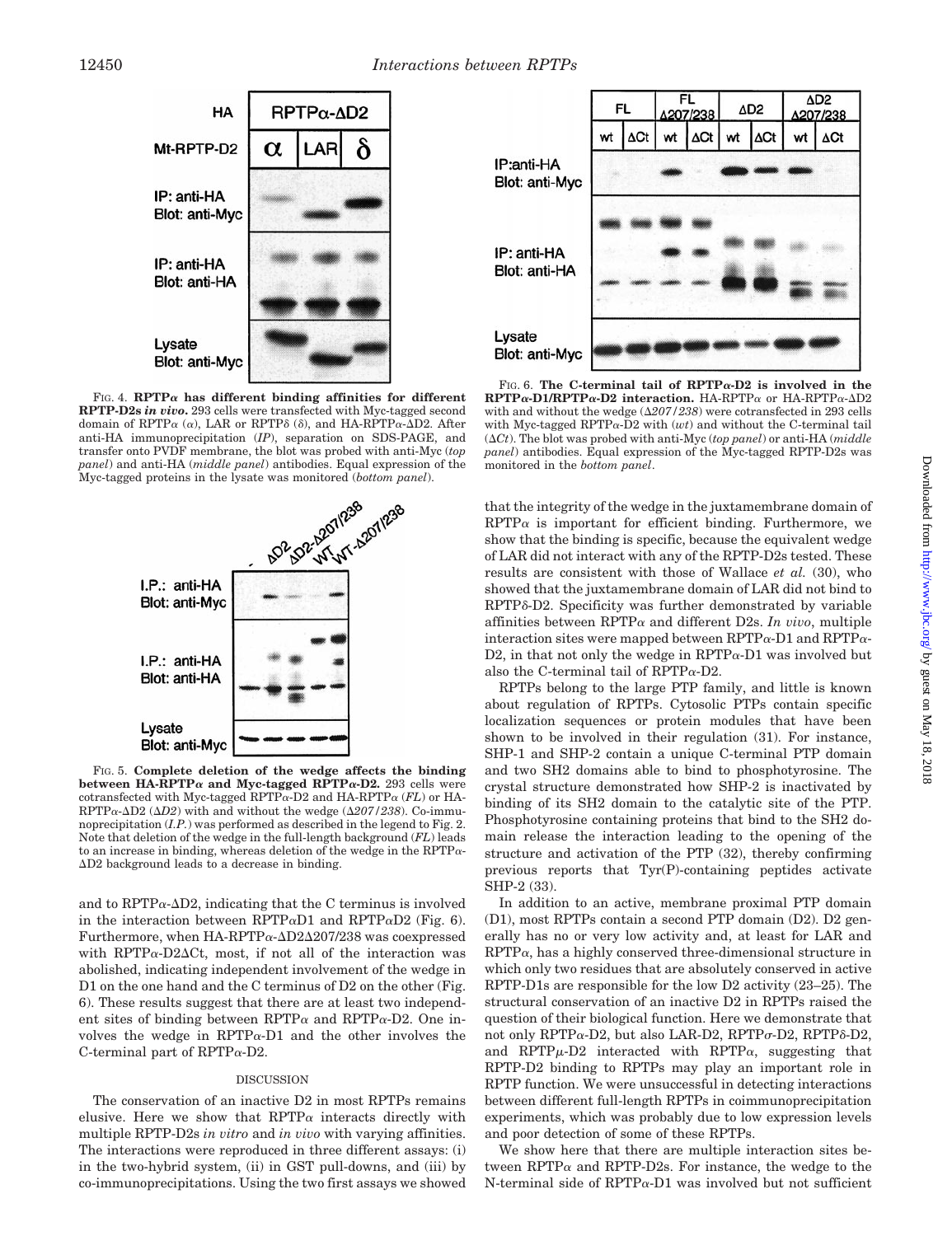FIG. 4. **RPTPα has different binding affinities for different RPTP-D2s *in vivo*.** 293 cells were transfected with Myc-tagged second domain of RPTPα (α), LAR or RPTPδ (δ), and HA-RPTPα-ΔD2. After anti-HA immunoprecipitation (*IP*), separation on SDS-PAGE, and transfer onto PVDF membrane, the blot was probed with anti-Myc (*top panel*) and anti-HA (*middle panel*) antibodies. Equal expression of the Myc-tagged proteins in the lysate was monitored (*bottom panel*).

FIG. 5. **Complete deletion of the wedge affects the binding between HA-RPTPα and Myc-tagged RPTPα-D2.** 293 cells were cotransfected with Myc-tagged RPTPα-D2 and HA-RPTPα (*FL*) or HA-RPTPα-ΔD2 (*ΔD2*) with and without the wedge (*Δ207/238*). Co-immunoprecipitation (*I.P.*) was performed as described in the legend to Fig. 2. Note that deletion of the wedge in the full-length background (*FL*) leads to an increase in binding, whereas deletion of the wedge in the RPTPα-ΔD2 background leads to a decrease in binding.

FIG. 6. **The C-terminal tail of RPTPα-D2 is involved in the RPTPα-D1/RPTPα-D2 interaction.** HA-RPTPα or HA-RPTPα-ΔD2 with and without the wedge (*Δ207/238*) were cotransfected in 293 cells with Myc-tagged RPTPα-D2 with (*wt*) and without the C-terminal tail (*ΔCt*). The blot was probed with anti-Myc (*top panel*) or anti-HA (*middle panel*) antibodies. Equal expression of the Myc-tagged RPTP-D2s was monitored in the *bottom panel*.

and to RPTPα-ΔD2, indicating that the C terminus is involved in the interaction between RPTPαD1 and RPTPαD2 (Fig. 6). Furthermore, when HA-RPTPα-ΔD2Δ207/238 was coexpressed with RPTPα-D2ΔCt, most, if not all of the interaction was abolished, indicating independent involvement of the wedge in D1 on the one hand and the C terminus of D2 on the other (Fig. 6). These results suggest that there are at least two independent sites of binding between RPTPα and RPTPα-D2. One involves the wedge in RPTPα-D1 and the other involves the C-terminal part of RPTPα-D2.

## DISCUSSION

The conservation of an inactive D2 in most RPTPs remains elusive. Here we show that RPTPα interacts directly with multiple RPTP-D2s *in vitro* and *in vivo* with varying affinities. The interactions were reproduced in three different assays: (i) in the two-hybrid system, (ii) in GST pull-downs, and (iii) by co-immunoprecipitations. Using the two first assays we showed that the integrity of the wedge in the juxtamembrane domain of RPTPα is important for efficient binding. Furthermore, we show that the binding is specific, because the equivalent wedge of LAR did not interact with any of the RPTP-D2s tested. These results are consistent with those of Wallace *et al.* (30), who showed that the juxtamembrane domain of LAR did not bind to RPTPδ-D2. Specificity was further demonstrated by variable affinities between RPTPα and different D2s. *In vivo*, multiple interaction sites were mapped between RPTPα-D1 and RPTPα-D2, in that not only the wedge in RPTPα-D1 was involved but also the C-terminal tail of RPTPα-D2.

RPTPs belong to the large PTP family, and little is known about regulation of RPTPs. Cytosolic PTPs contain specific localization sequences or protein modules that have been shown to be involved in their regulation (31). For instance, SHP-1 and SHP-2 contain a unique C-terminal PTP domain and two SH2 domains able to bind to phosphotyrosine. The crystal structure demonstrated how SHP-2 is inactivated by binding of its SH2 domain to the catalytic site of the PTP. Phosphotyrosine containing proteins that bind to the SH2 domain release the interaction leading to the opening of the structure and activation of the PTP (32), thereby confirming previous reports that Tyr(P)-containing peptides activate SHP-2 (33).

In addition to an active, membrane proximal PTP domain (D1), most RPTPs contain a second PTP domain (D2). D2 generally has no or very low activity and, at least for LAR and RPTPα, has a highly conserved three-dimensional structure in which only two residues that are absolutely conserved in active RPTP-D1s are responsible for the low D2 activity (23–25). The structural conservation of an inactive D2 in RPTPs raised the question of their biological function. Here we demonstrate that not only RPTPα-D2, but also LAR-D2, RPTPσ-D2, RPTPδ-D2, and RPTPμ-D2 interacted with RPTPα, suggesting that RPTP-D2 binding to RPTPs may play an important role in RPTP function. We were unsuccessful in detecting interactions between different full-length RPTPs in coimmunoprecipitation experiments, which was probably due to low expression levels and poor detection of some of these RPTPs.

We show here that there are multiple interaction sites between RPTPα and RPTP-D2s. For instance, the wedge to the N-terminal side of RPTPα-D1 was involved but not sufficient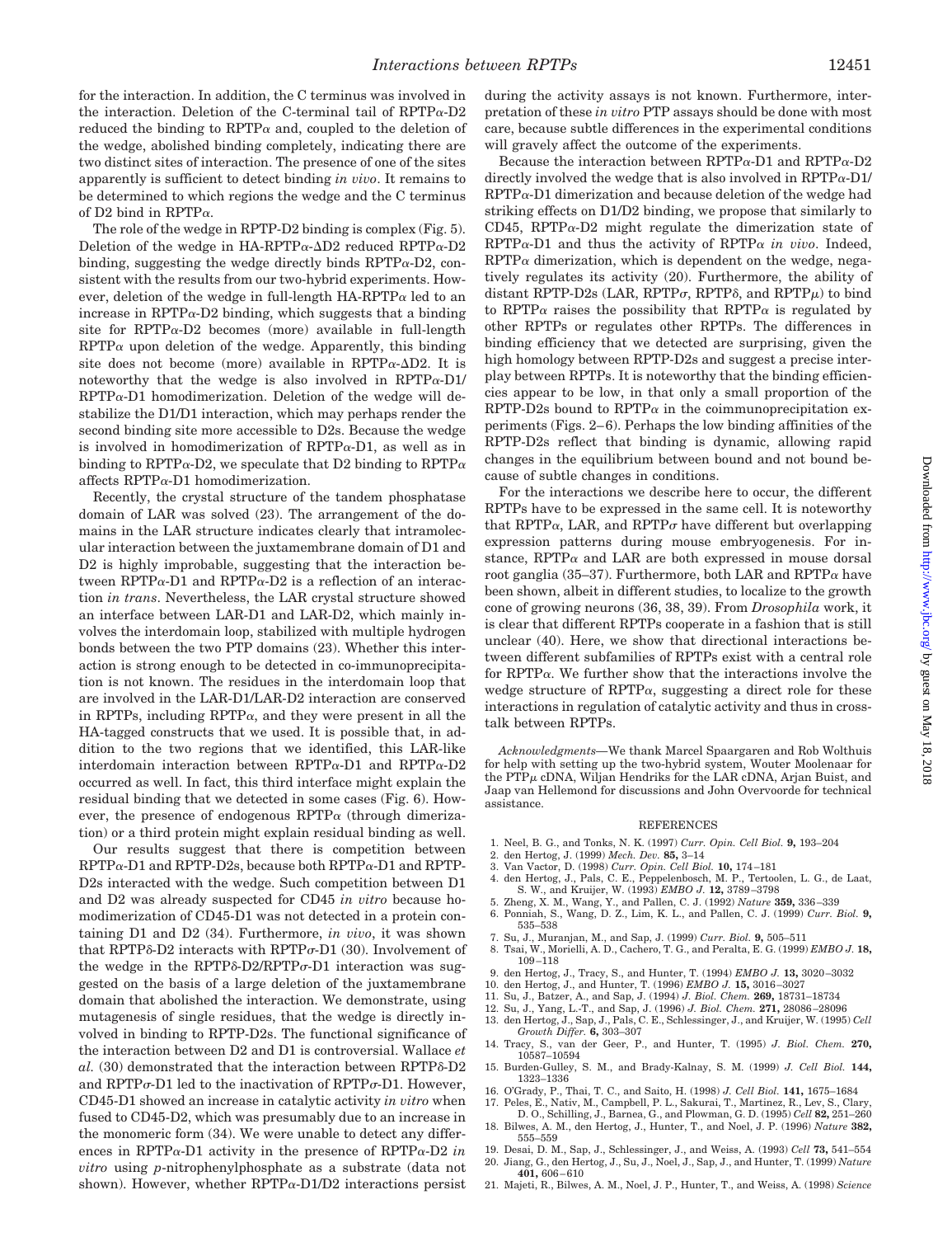for the interaction. In addition, the C terminus was involved in the interaction. Deletion of the C-terminal tail of RPTPα-D2 reduced the binding to RPTPα and, coupled to the deletion of the wedge, abolished binding completely, indicating there are two distinct sites of interaction. The presence of one of the sites apparently is sufficient to detect binding *in vivo*. It remains to be determined to which regions the wedge and the C terminus of D2 bind in RPTPα.

The role of the wedge in RPTP-D2 binding is complex (Fig. 5). Deletion of the wedge in HA-RPTPα-ΔD2 reduced RPTPα-D2 binding, suggesting the wedge directly binds RPTPα-D2, consistent with the results from our two-hybrid experiments. However, deletion of the wedge in full-length HA-RPTPα led to an increase in RPTPα-D2 binding, which suggests that a binding site for RPTPα-D2 becomes (more) available in full-length RPTPα upon deletion of the wedge. Apparently, this binding site does not become (more) available in RPTPα-ΔD2. It is noteworthy that the wedge is also involved in RPTPα-D1/RPTPα-D1 homodimerization. Deletion of the wedge will destabilize the D1/D1 interaction, which may perhaps render the second binding site more accessible to D2s. Because the wedge is involved in homodimerization of RPTPα-D1, as well as in binding to RPTPα-D2, we speculate that D2 binding to RPTPα affects RPTPα-D1 homodimerization.

Recently, the crystal structure of the tandem phosphatase domain of LAR was solved (23). The arrangement of the domains in the LAR structure indicates clearly that intramolecular interaction between the juxtamembrane domain of D1 and D2 is highly improbable, suggesting that the interaction between RPTPα-D1 and RPTPα-D2 is a reflection of an interaction *in trans*. Nevertheless, the LAR crystal structure showed an interface between LAR-D1 and LAR-D2, which mainly involves the interdomain loop, stabilized with multiple hydrogen bonds between the two PTP domains (23). Whether this interaction is strong enough to be detected in co-immunoprecipitation is not known. The residues in the interdomain loop that are involved in the LAR-D1/LAR-D2 interaction are conserved in RPTPs, including RPTPα, and they were present in all the HA-tagged constructs that we used. It is possible that, in addition to the two regions that we identified, this LAR-like interdomain interaction between RPTPα-D1 and RPTPα-D2 occurred as well. In fact, this third interface might explain the residual binding that we detected in some cases (Fig. 6). However, the presence of endogenous RPTPα (through dimerization) or a third protein might explain residual binding as well.

Our results suggest that there is competition between RPTPα-D1 and RPTP-D2s, because both RPTPα-D1 and RPTP-D2s interacted with the wedge. Such competition between D1 and D2 was already suspected for CD45 *in vitro* because homodimerization of CD45-D1 was not detected in a protein containing D1 and D2 (34). Furthermore, *in vivo*, it was shown that RPTPδ-D2 interacts with RPTPσ-D1 (30). Involvement of the wedge in the RPTPδ-D2/RPTPσ-D1 interaction was suggested on the basis of a large deletion of the juxtamembrane domain that abolished the interaction. We demonstrate, using mutagenesis of single residues, that the wedge is directly involved in binding to RPTP-D2s. The functional significance of the interaction between D2 and D1 is controversial. Wallace *et al.* (30) demonstrated that the interaction between RPTPδ-D2 and RPTPσ-D1 led to the inactivation of RPTPσ-D1. However, CD45-D1 showed an increase in catalytic activity *in vitro* when fused to CD45-D2, which was presumably due to an increase in the monomeric form (34). We were unable to detect any differences in RPTPα-D1 activity in the presence of RPTPα-D2 *in vitro* using *p*-nitrophenylphosphate as a substrate (data not shown). However, whether RPTPα-D1/D2 interactions persist during the activity assays is not known. Furthermore, interpretation of these *in vitro* PTP assays should be done with most care, because subtle differences in the experimental conditions will gravely affect the outcome of the experiments.

Because the interaction between RPTPα-D1 and RPTPα-D2 directly involved the wedge that is also involved in RPTPα-D1/RPTPα-D1 dimerization and because deletion of the wedge had striking effects on D1/D2 binding, we propose that similarly to CD45, RPTPα-D2 might regulate the dimerization state of RPTPα-D1 and thus the activity of RPTPα *in vivo*. Indeed, RPTPα dimerization, which is dependent on the wedge, negatively regulates its activity (20). Furthermore, the ability of distant RPTP-D2s (LAR, RPTPσ, RPTPδ, and RPTPμ) to bind to RPTPα raises the possibility that RPTPα is regulated by other RPTPs or regulates other RPTPs. The differences in binding efficiency that we detected are surprising, given the high homology between RPTP-D2s and suggest a precise interplay between RPTPs. It is noteworthy that the binding efficiencies appear to be low, in that only a small proportion of the RPTP-D2s bound to RPTPα in the coimmunoprecipitation experiments (Figs. 2–6). Perhaps the low binding affinities of the RPTP-D2s reflect that binding is dynamic, allowing rapid changes in the equilibrium between bound and not bound because of subtle changes in conditions.

For the interactions we describe here to occur, the different RPTPs have to be expressed in the same cell. It is noteworthy that RPTPα, LAR, and RPTPσ have different but overlapping expression patterns during mouse embryogenesis. For instance, RPTPα and LAR are both expressed in mouse dorsal root ganglia (35–37). Furthermore, both LAR and RPTPα have been shown, albeit in different studies, to localize to the growth cone of growing neurons (36, 38, 39). From *Drosophila* work, it is clear that different RPTPs cooperate in a fashion that is still unclear (40). Here, we show that directional interactions between different subfamilies of RPTPs exist with a central role for RPTPα. We further show that the interactions involve the wedge structure of RPTPα, suggesting a direct role for these interactions in regulation of catalytic activity and thus in crosstalk between RPTPs.

*Acknowledgments*—We thank Marcel Spaargaren and Rob Wolthuis for help with setting up the two-hybrid system, Wouter Moolenaar for the PTPμ cDNA, Wiljan Hendriks for the LAR cDNA, Arjan Buist, and Jaap van Hellemond for discussions and John Overvoorde for technical assistance.

## REFERENCES

1. Neel, B. G., and Tonks, N. K. (1997) *Curr. Opin. Cell Biol.* **9,** 193–204
2. den Hertog, J. (1999) *Mech. Dev.* **85,** 3–14
3. Van Vactor, D. (1998) *Curr. Opin. Cell Biol.* **10,** 174–181
4. den Hertog, J., Pals, C. E., Peppelenbosch, M. P., Tertoolen, L. G., de Laat, S. W., and Kruijer, W. (1993) *EMBO J.* **12,** 3789–3798
5. Zheng, X. M., Wang, Y., and Pallen, C. J. (1992) *Nature* **359,** 336–339
6. Ponniah, S., Wang, D. Z., Lim, K. L., and Pallen, C. J. (1999) *Curr. Biol.* **9,** 535–538
7. Su, J., Muranjan, M., and Sap, J. (1999) *Curr. Biol.* **9,** 505–511
8. Tsai, W., Morielli, A. D., Cachero, T. G., and Peralta, E. G. (1999) *EMBO J.* **18,** 109–118
9. den Hertog, J., Tracy, S., and Hunter, T. (1994) *EMBO J.* **13,** 3020–3032
10. den Hertog, J., and Hunter, T. (1996) *EMBO J.* **15,** 3016–3027
11. Su, J., Batzer, A., and Sap, J. (1994) *J. Biol. Chem.* **269,** 18731–18734
12. Su, J., Yang, L.-T., and Sap, J. (1996) *J. Biol. Chem.* **271,** 28086–28096
13. den Hertog, J., Sap, J., Pals, C. E., Schlessinger, J., and Kruijer, W. (1995) *Cell Growth Differ.* **6,** 303–307
14. Tracy, S., van der Geer, P., and Hunter, T. (1995) *J. Biol. Chem.* **270,** 10587–10594
15. Burden-Gulley, S. M., and Brady-Kalnay, S. M. (1999) *J. Cell Biol.* **144,** 1323–1336
16. O'Grady, P., Thai, T. C., and Saito, H. (1998) *J. Cell Biol.* **141,** 1675–1684
17. Peles, E., Nativ, M., Campbell, P. L., Sakurai, T., Martinez, R., Lev, S., Clary, D. O., Schilling, J., Barnea, G., and Plowman, G. D. (1995) *Cell* **82,** 251–260
18. Bilwes, A. M., den Hertog, J., Hunter, T., and Noel, J. P. (1996) *Nature* **382,** 555–559
19. Desai, D. M., Sap, J., Schlessinger, J., and Weiss, A. (1993) *Cell* **73,** 541–554
20. Jiang, G., den Hertog, J., Su, J., Noel, J., Sap, J., and Hunter, T. (1999) *Nature* **401,** 606–610
21. Majeti, R., Bilwes, A. M., Noel, J. P., Hunter, T., and Weiss, A. (1998) *Science*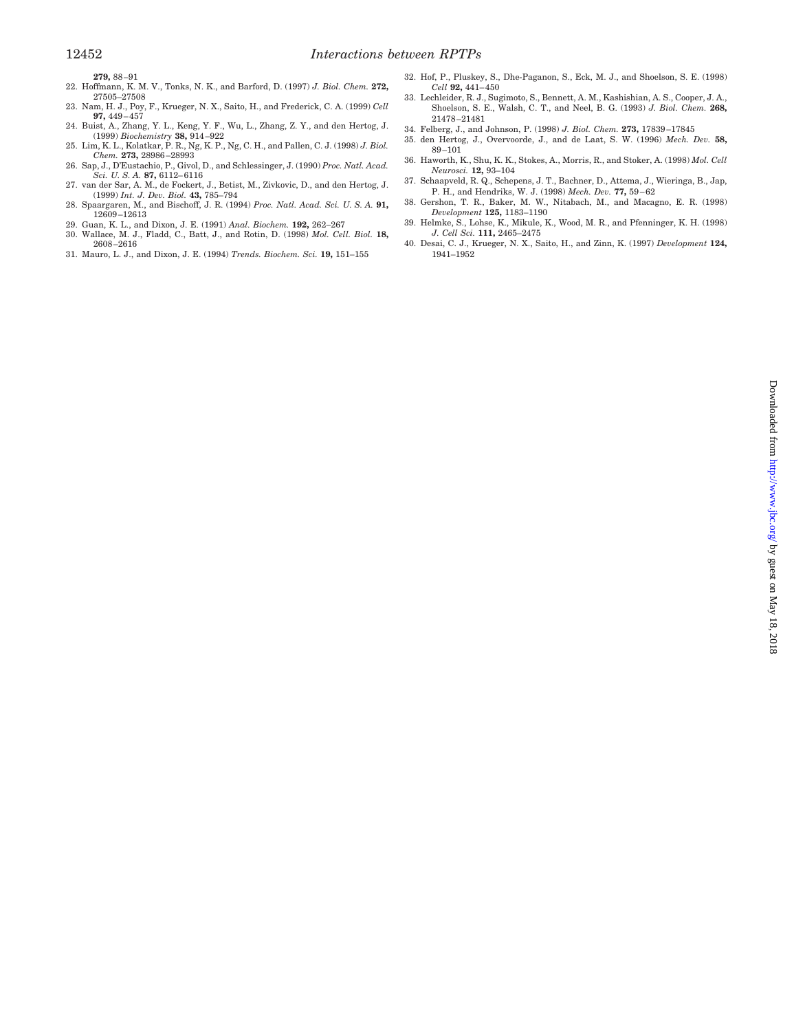279, 88–91
22. Hoffmann, K. M. V., Tonks, N. K., and Barford, D. (1997) *J. Biol. Chem.* **272,** 27505–27508
23. Nam, H. J., Poy, F., Krueger, N. X., Saito, H., and Frederick, C. A. (1999) *Cell* **97,** 449–457
24. Buist, A., Zhang, Y. L., Keng, Y. F., Wu, L., Zhang, Z. Y., and den Hertog, J. (1999) *Biochemistry* **38,** 914–922
25. Lim, K. L., Kolatkar, P. R., Ng, K. P., Ng, C. H., and Pallen, C. J. (1998) *J. Biol. Chem.* **273,** 28986–28993
26. Sap, J., D'Eustachio, P., Givol, D., and Schlessinger, J. (1990) *Proc. Natl. Acad. Sci. U. S. A.* **87,** 6112–6116
27. van der Sar, A. M., de Fockert, J., Betist, M., Zivkovic, D., and den Hertog, J. (1999) *Int. J. Dev. Biol.* **43,** 785–794
28. Spaargaren, M., and Bischoff, J. R. (1994) *Proc. Natl. Acad. Sci. U. S. A.* **91,** 12609–12613
29. Guan, K. L., and Dixon, J. E. (1991) *Anal. Biochem.* **192,** 262–267
30. Wallace, M. J., Fladd, C., Batt, J., and Rotin, D. (1998) *Mol. Cell. Biol.* **18,** 2608–2616
31. Mauro, L. J., and Dixon, J. E. (1994) *Trends. Biochem. Sci.* **19,** 151–155
32. Hof, P., Pluskey, S., Dhe-Paganon, S., Eck, M. J., and Shoelson, S. E. (1998) *Cell* **92,** 441–450
33. Lechleider, R. J., Sugimoto, S., Bennett, A. M., Kashishian, A. S., Cooper, J. A., Shoelson, S. E., Walsh, C. T., and Neel, B. G. (1993) *J. Biol. Chem.* **268,** 21478–21481
34. Felberg, J., and Johnson, P. (1998) *J. Biol. Chem.* **273,** 17839–17845
35. den Hertog, J., Overvoorde, J., and de Laat, S. W. (1996) *Mech. Dev.* **58,** 89–101
36. Haworth, K., Shu, K. K., Stokes, A., Morris, R., and Stoker, A. (1998) *Mol. Cell Neurosci.* **12,** 93–104
37. Schaapveld, R. Q., Schepens, J. T., Bachner, D., Attema, J., Wieringa, B., Jap, P. H., and Hendriks, W. J. (1998) *Mech. Dev.* **77,** 59–62
38. Gershon, T. R., Baker, M. W., Nitabach, M., and Macagno, E. R. (1998) *Development* **125,** 1183–1190
39. Helmke, S., Lohse, K., Mikule, K., Wood, M. R., and Pfenninger, K. H. (1998) *J. Cell Sci.* **111,** 2465–2475
40. Desai, C. J., Krueger, N. X., Saito, H., and Zinn, K. (1997) *Development* **124,** 1941–1952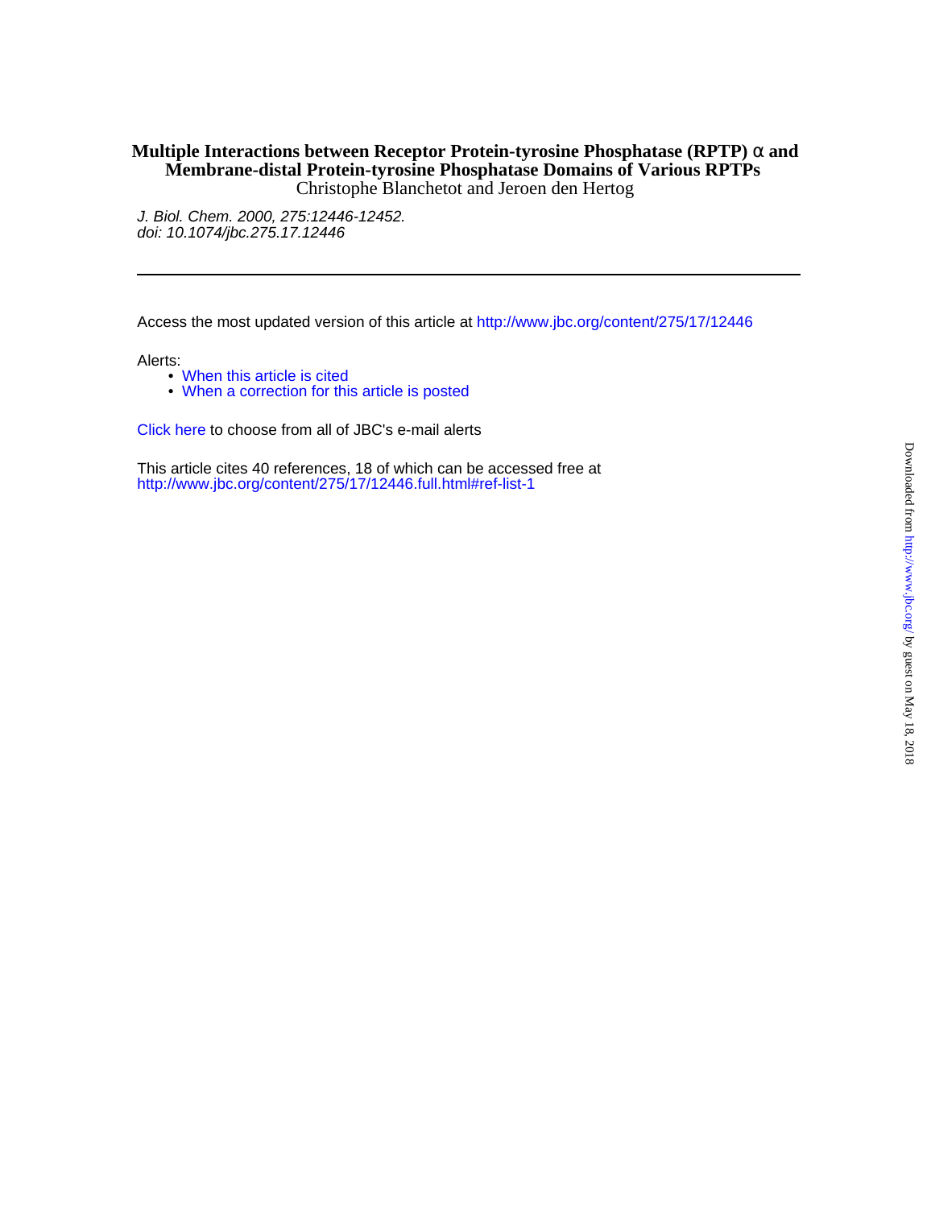**Multiple Interactions between Receptor Protein-tyrosine Phosphatase (RPTP) α and Membrane-distal Protein-tyrosine Phosphatase Domains of Various RPTPs**

Christophe Blanchetot and Jeroen den Hertog

*J. Biol. Chem. 2000, 275:12446-12452.*
*doi: 10.1074/jbc.275.17.12446*

---

Access the most updated version of this article at http://www.jbc.org/content/275/17/12446

Alerts:

- When this article is cited
- When a correction for this article is posted

Click here to choose from all of JBC's e-mail alerts

This article cites 40 references, 18 of which can be accessed free at http://www.jbc.org/content/275/17/12446.full.html#ref-list-1